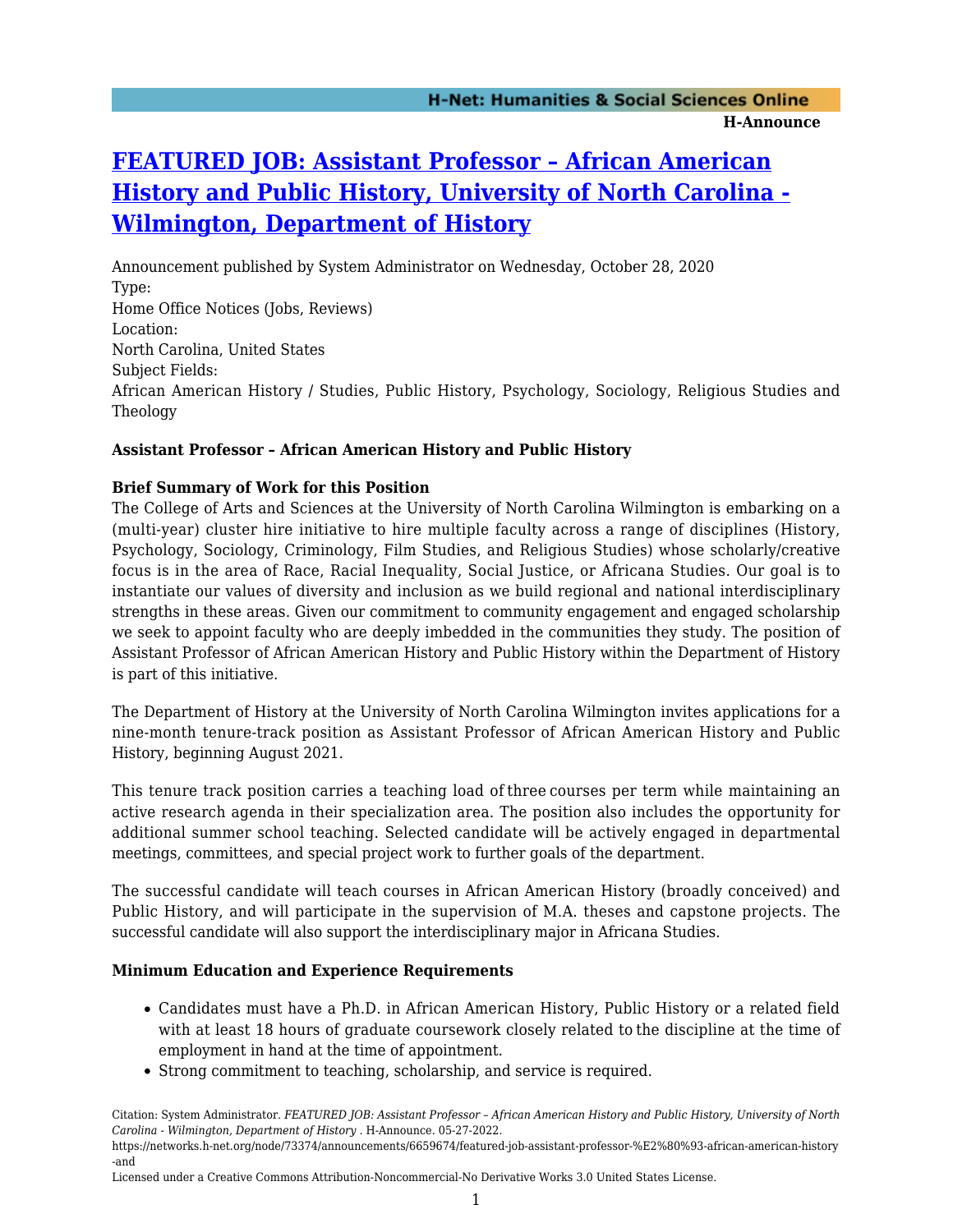# [FEATURED JOB: Assistant Professor – African American History and Public History, University of North Carolina - Wilmington, Department of History]()

Announcement published by System Administrator on Wednesday, October 28, 2020

Type:

Home Office Notices (Jobs, Reviews)

Location:

North Carolina, United States

Subject Fields:

African American History / Studies, Public History, Psychology, Sociology, Religious Studies and Theology

**Assistant Professor – African American History and Public History**

**Brief Summary of Work for this Position**

The College of Arts and Sciences at the University of North Carolina Wilmington is embarking on a (multi-year) cluster hire initiative to hire multiple faculty across a range of disciplines (History, Psychology, Sociology, Criminology, Film Studies, and Religious Studies) whose scholarly/creative focus is in the area of Race, Racial Inequality, Social Justice, or Africana Studies. Our goal is to instantiate our values of diversity and inclusion as we build regional and national interdisciplinary strengths in these areas. Given our commitment to community engagement and engaged scholarship we seek to appoint faculty who are deeply imbedded in the communities they study. The position of Assistant Professor of African American History and Public History within the Department of History is part of this initiative.

The Department of History at the University of North Carolina Wilmington invites applications for a nine-month tenure-track position as Assistant Professor of African American History and Public History, beginning August 2021.

This tenure track position carries a teaching load of three courses per term while maintaining an active research agenda in their specialization area. The position also includes the opportunity for additional summer school teaching. Selected candidate will be actively engaged in departmental meetings, committees, and special project work to further goals of the department.

The successful candidate will teach courses in African American History (broadly conceived) and Public History, and will participate in the supervision of M.A. theses and capstone projects. The successful candidate will also support the interdisciplinary major in Africana Studies.

**Minimum Education and Experience Requirements**

- Candidates must have a Ph.D. in African American History, Public History or a related field with at least 18 hours of graduate coursework closely related to the discipline at the time of employment in hand at the time of appointment.
- Strong commitment to teaching, scholarship, and service is required.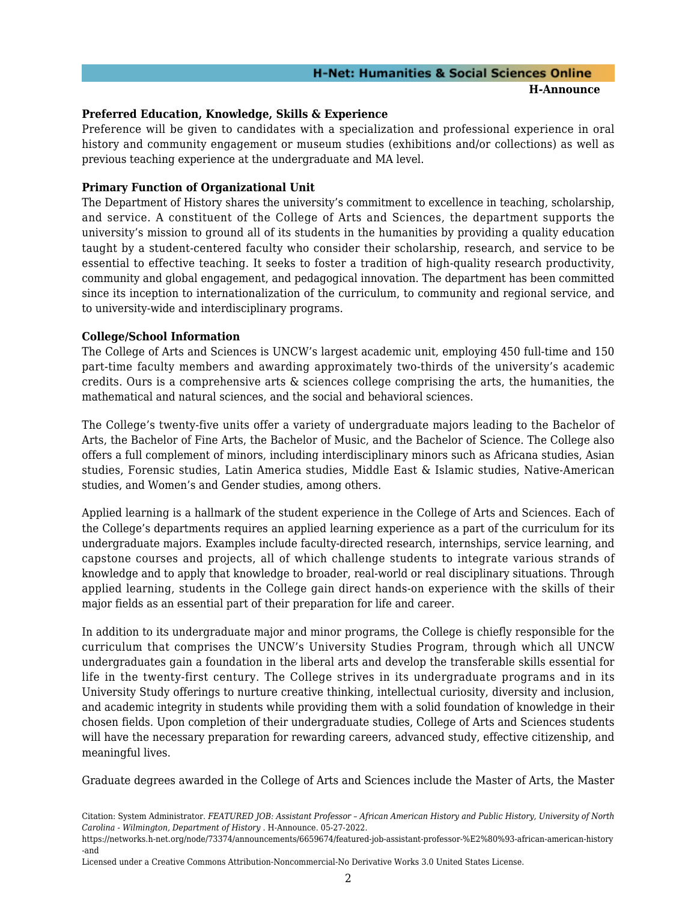**Preferred Education, Knowledge, Skills & Experience**

Preference will be given to candidates with a specialization and professional experience in oral history and community engagement or museum studies (exhibitions and/or collections) as well as previous teaching experience at the undergraduate and MA level.

**Primary Function of Organizational Unit**

The Department of History shares the university's commitment to excellence in teaching, scholarship, and service. A constituent of the College of Arts and Sciences, the department supports the university's mission to ground all of its students in the humanities by providing a quality education taught by a student-centered faculty who consider their scholarship, research, and service to be essential to effective teaching. It seeks to foster a tradition of high-quality research productivity, community and global engagement, and pedagogical innovation. The department has been committed since its inception to internationalization of the curriculum, to community and regional service, and to university-wide and interdisciplinary programs.

**College/School Information**

The College of Arts and Sciences is UNCW's largest academic unit, employing 450 full-time and 150 part-time faculty members and awarding approximately two-thirds of the university's academic credits. Ours is a comprehensive arts & sciences college comprising the arts, the humanities, the mathematical and natural sciences, and the social and behavioral sciences.

The College's twenty-five units offer a variety of undergraduate majors leading to the Bachelor of Arts, the Bachelor of Fine Arts, the Bachelor of Music, and the Bachelor of Science. The College also offers a full complement of minors, including interdisciplinary minors such as Africana studies, Asian studies, Forensic studies, Latin America studies, Middle East & Islamic studies, Native-American studies, and Women's and Gender studies, among others.

Applied learning is a hallmark of the student experience in the College of Arts and Sciences. Each of the College's departments requires an applied learning experience as a part of the curriculum for its undergraduate majors. Examples include faculty-directed research, internships, service learning, and capstone courses and projects, all of which challenge students to integrate various strands of knowledge and to apply that knowledge to broader, real-world or real disciplinary situations. Through applied learning, students in the College gain direct hands-on experience with the skills of their major fields as an essential part of their preparation for life and career.

In addition to its undergraduate major and minor programs, the College is chiefly responsible for the curriculum that comprises the UNCW's University Studies Program, through which all UNCW undergraduates gain a foundation in the liberal arts and develop the transferable skills essential for life in the twenty-first century. The College strives in its undergraduate programs and in its University Study offerings to nurture creative thinking, intellectual curiosity, diversity and inclusion, and academic integrity in students while providing them with a solid foundation of knowledge in their chosen fields. Upon completion of their undergraduate studies, College of Arts and Sciences students will have the necessary preparation for rewarding careers, advanced study, effective citizenship, and meaningful lives.

Graduate degrees awarded in the College of Arts and Sciences include the Master of Arts, the Master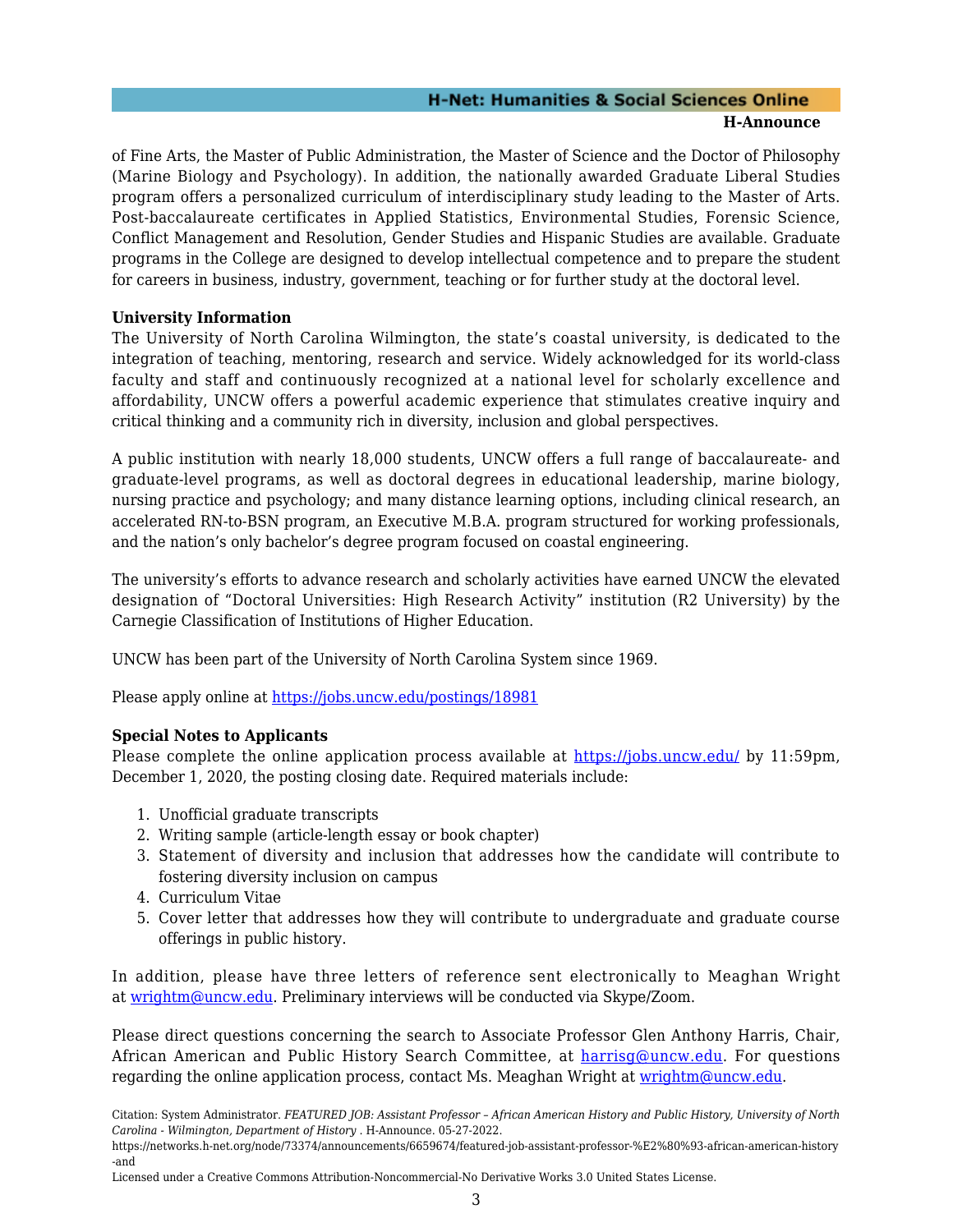of Fine Arts, the Master of Public Administration, the Master of Science and the Doctor of Philosophy (Marine Biology and Psychology). In addition, the nationally awarded Graduate Liberal Studies program offers a personalized curriculum of interdisciplinary study leading to the Master of Arts. Post-baccalaureate certificates in Applied Statistics, Environmental Studies, Forensic Science, Conflict Management and Resolution, Gender Studies and Hispanic Studies are available. Graduate programs in the College are designed to develop intellectual competence and to prepare the student for careers in business, industry, government, teaching or for further study at the doctoral level.

**University Information**
The University of North Carolina Wilmington, the state's coastal university, is dedicated to the integration of teaching, mentoring, research and service. Widely acknowledged for its world-class faculty and staff and continuously recognized at a national level for scholarly excellence and affordability, UNCW offers a powerful academic experience that stimulates creative inquiry and critical thinking and a community rich in diversity, inclusion and global perspectives.

A public institution with nearly 18,000 students, UNCW offers a full range of baccalaureate- and graduate-level programs, as well as doctoral degrees in educational leadership, marine biology, nursing practice and psychology; and many distance learning options, including clinical research, an accelerated RN-to-BSN program, an Executive M.B.A. program structured for working professionals, and the nation's only bachelor's degree program focused on coastal engineering.

The university's efforts to advance research and scholarly activities have earned UNCW the elevated designation of "Doctoral Universities: High Research Activity" institution (R2 University) by the Carnegie Classification of Institutions of Higher Education.

UNCW has been part of the University of North Carolina System since 1969.

Please apply online at https://jobs.uncw.edu/postings/18981

**Special Notes to Applicants**
Please complete the online application process available at https://jobs.uncw.edu/ by 11:59pm, December 1, 2020, the posting closing date. Required materials include:

1. Unofficial graduate transcripts
2. Writing sample (article-length essay or book chapter)
3. Statement of diversity and inclusion that addresses how the candidate will contribute to fostering diversity inclusion on campus
4. Curriculum Vitae
5. Cover letter that addresses how they will contribute to undergraduate and graduate course offerings in public history.

In addition, please have three letters of reference sent electronically to Meaghan Wright at wrightm@uncw.edu. Preliminary interviews will be conducted via Skype/Zoom.

Please direct questions concerning the search to Associate Professor Glen Anthony Harris, Chair, African American and Public History Search Committee, at harrisg@uncw.edu. For questions regarding the online application process, contact Ms. Meaghan Wright at wrightm@uncw.edu.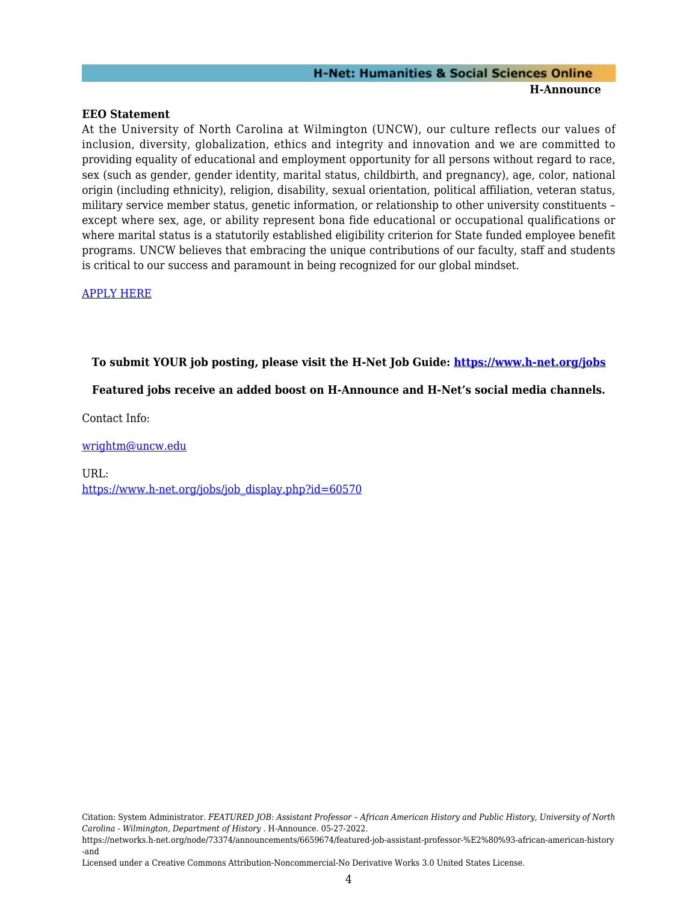**EEO Statement**

At the University of North Carolina at Wilmington (UNCW), our culture reflects our values of inclusion, diversity, globalization, ethics and integrity and innovation and we are committed to providing equality of educational and employment opportunity for all persons without regard to race, sex (such as gender, gender identity, marital status, childbirth, and pregnancy), age, color, national origin (including ethnicity), religion, disability, sexual orientation, political affiliation, veteran status, military service member status, genetic information, or relationship to other university constituents – except where sex, age, or ability represent bona fide educational or occupational qualifications or where marital status is a statutorily established eligibility criterion for State funded employee benefit programs. UNCW believes that embracing the unique contributions of our faculty, staff and students is critical to our success and paramount in being recognized for our global mindset.

APPLY HERE

**To submit YOUR job posting, please visit the H-Net Job Guide: https://www.h-net.org/jobs**

**Featured jobs receive an added boost on H-Announce and H-Net's social media channels.**

Contact Info:

wrightm@uncw.edu

URL:
https://www.h-net.org/jobs/job_display.php?id=60570